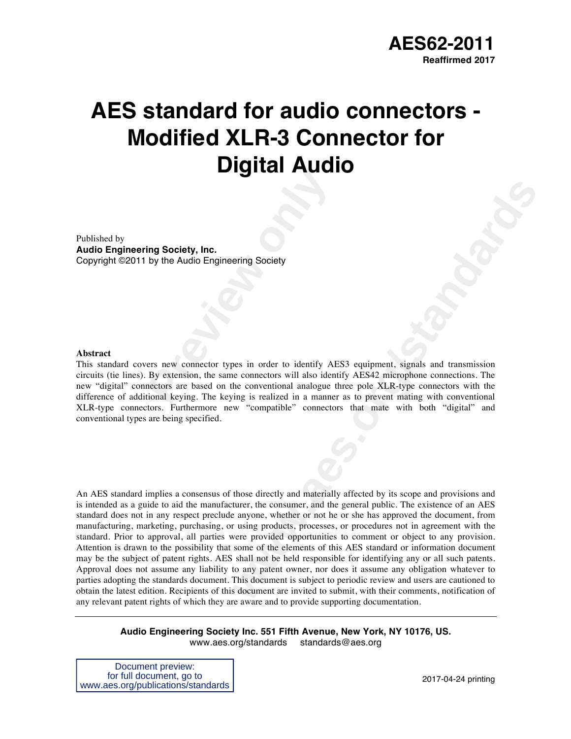**AES62-2011**
**Reaffirmed 2017**

# AES standard for audio connectors - Modified XLR-3 Connector for Digital Audio

Published by
**Audio Engineering Society, Inc.**
Copyright ©2011 by the Audio Engineering Society

**Abstract**
This standard covers new connector types in order to identify AES3 equipment, signals and transmission circuits (tie lines). By extension, the same connectors will also identify AES42 microphone connections. The new "digital" connectors are based on the conventional analogue three pole XLR-type connectors with the difference of additional keying. The keying is realized in a manner as to prevent mating with conventional XLR-type connectors. Furthermore new "compatible" connectors that mate with both "digital" and conventional types are being specified.

An AES standard implies a consensus of those directly and materially affected by its scope and provisions and is intended as a guide to aid the manufacturer, the consumer, and the general public. The existence of an AES standard does not in any respect preclude anyone, whether or not he or she has approved the document, from manufacturing, marketing, purchasing, or using products, processes, or procedures not in agreement with the standard. Prior to approval, all parties were provided opportunities to comment or object to any provision. Attention is drawn to the possibility that some of the elements of this AES standard or information document may be the subject of patent rights. AES shall not be held responsible for identifying any or all such patents. Approval does not assume any liability to any patent owner, nor does it assume any obligation whatever to parties adopting the standards document. This document is subject to periodic review and users are cautioned to obtain the latest edition. Recipients of this document are invited to submit, with their comments, notification of any relevant patent rights of which they are aware and to provide supporting documentation.

**Audio Engineering Society Inc. 551 Fifth Avenue, New York, NY 10176, US.**
www.aes.org/standards standards@aes.org

Document preview:
for full document, go to
www.aes.org/publications/standards

2017-04-24 printing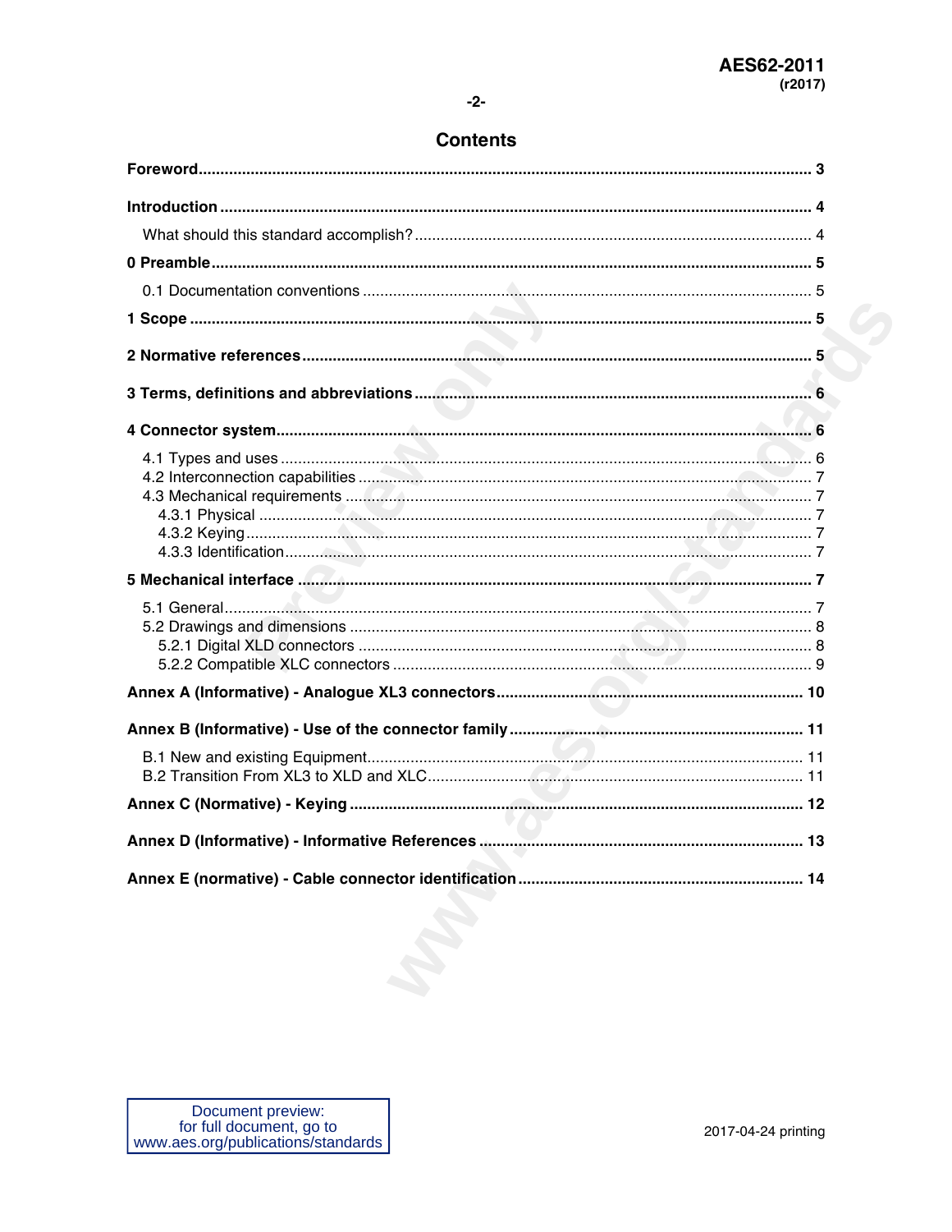# Contents

**Foreword** .......... 3

**Introduction** .......... 4

What should this standard accomplish? .......... 4

**0 Preamble** .......... 5

0.1 Documentation conventions .......... 5

**1 Scope** .......... 5

**2 Normative references** .......... 5

**3 Terms, definitions and abbreviations** .......... 6

**4 Connector system** .......... 6

4.1 Types and uses .......... 6
4.2 Interconnection capabilities .......... 7
4.3 Mechanical requirements .......... 7
4.3.1 Physical .......... 7
4.3.2 Keying .......... 7
4.3.3 Identification .......... 7

**5 Mechanical interface** .......... 7

5.1 General .......... 7
5.2 Drawings and dimensions .......... 8
5.2.1 Digital XLD connectors .......... 8
5.2.2 Compatible XLC connectors .......... 9

**Annex A (Informative) - Analogue XL3 connectors** .......... 10

**Annex B (Informative) - Use of the connector family** .......... 11

B.1 New and existing Equipment .......... 11
B.2 Transition From XL3 to XLD and XLC .......... 11

**Annex C (Normative) - Keying** .......... 12

**Annex D (Informative) - Informative References** .......... 13

**Annex E (normative) - Cable connector identification** .......... 14

Document preview:
for full document, go to
www.aes.org/publications/standards

2017-04-24 printing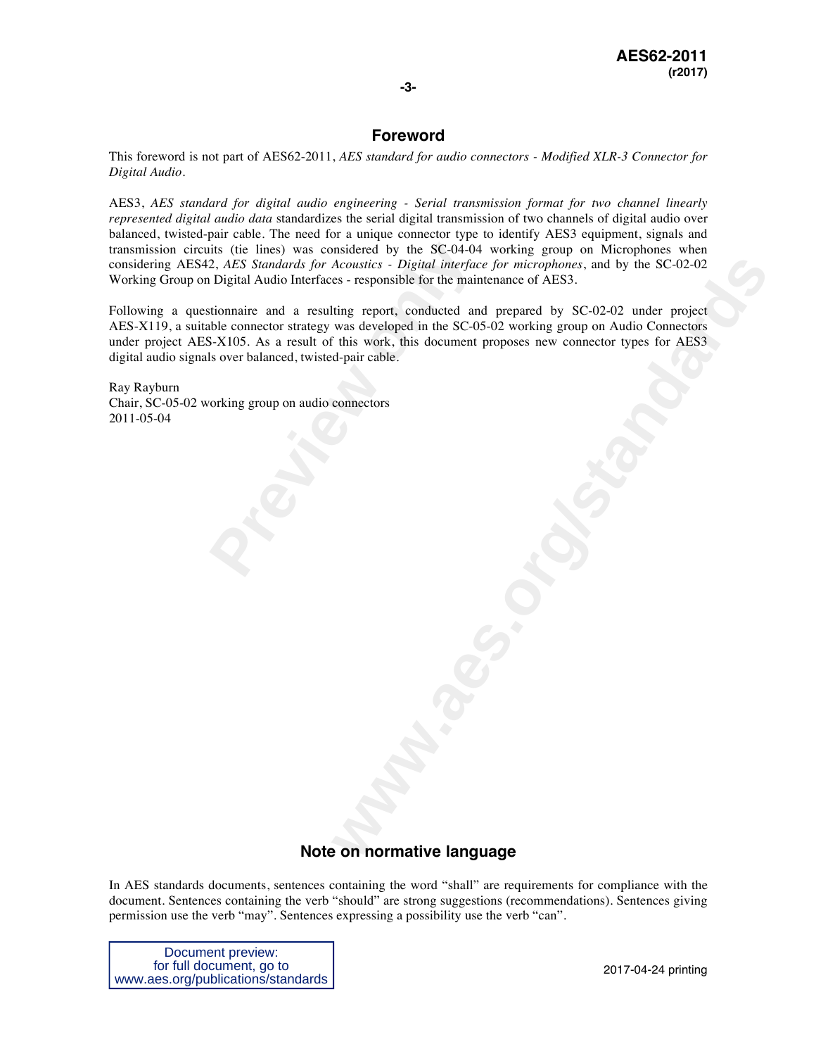## Foreword

This foreword is not part of AES62-2011, *AES standard for audio connectors - Modified XLR-3 Connector for Digital Audio*.

AES3, *AES standard for digital audio engineering - Serial transmission format for two channel linearly represented digital audio data* standardizes the serial digital transmission of two channels of digital audio over balanced, twisted-pair cable. The need for a unique connector type to identify AES3 equipment, signals and transmission circuits (tie lines) was considered by the SC-04-04 working group on Microphones when considering AES42, *AES Standards for Acoustics - Digital interface for microphones*, and by the SC-02-02 Working Group on Digital Audio Interfaces - responsible for the maintenance of AES3.

Following a questionnaire and a resulting report, conducted and prepared by SC-02-02 under project AES-X119, a suitable connector strategy was developed in the SC-05-02 working group on Audio Connectors under project AES-X105. As a result of this work, this document proposes new connector types for AES3 digital audio signals over balanced, twisted-pair cable.

Ray Rayburn
Chair, SC-05-02 working group on audio connectors
2011-05-04

## Note on normative language

In AES standards documents, sentences containing the word "shall" are requirements for compliance with the document. Sentences containing the verb "should" are strong suggestions (recommendations). Sentences giving permission use the verb "may". Sentences expressing a possibility use the verb "can".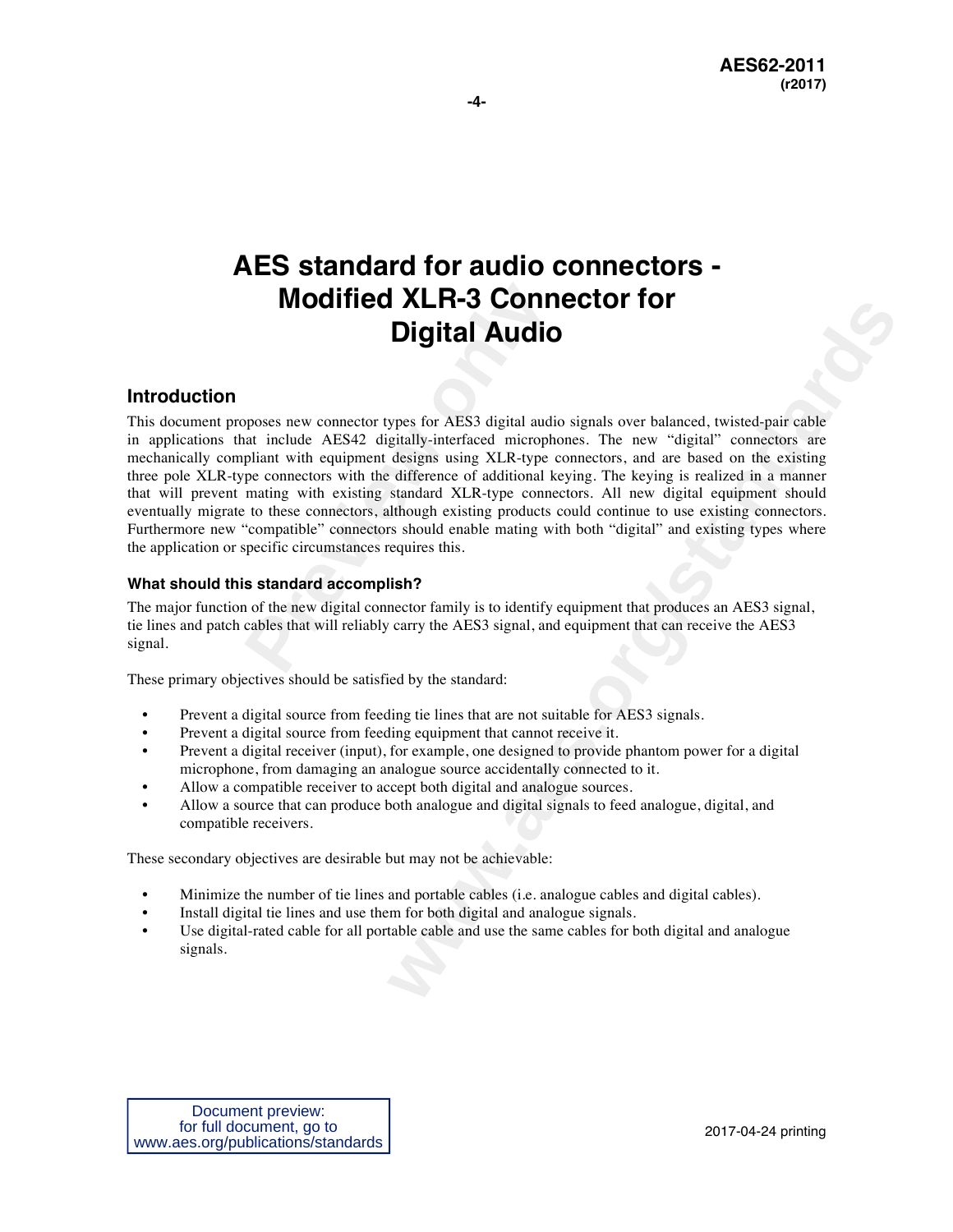# AES standard for audio connectors - Modified XLR-3 Connector for Digital Audio

## Introduction

This document proposes new connector types for AES3 digital audio signals over balanced, twisted-pair cable in applications that include AES42 digitally-interfaced microphones. The new “digital” connectors are mechanically compliant with equipment designs using XLR-type connectors, and are based on the existing three pole XLR-type connectors with the difference of additional keying. The keying is realized in a manner that will prevent mating with existing standard XLR-type connectors. All new digital equipment should eventually migrate to these connectors, although existing products could continue to use existing connectors. Furthermore new “compatible” connectors should enable mating with both “digital” and existing types where the application or specific circumstances requires this.

### What should this standard accomplish?

The major function of the new digital connector family is to identify equipment that produces an AES3 signal, tie lines and patch cables that will reliably carry the AES3 signal, and equipment that can receive the AES3 signal.

These primary objectives should be satisfied by the standard:

- Prevent a digital source from feeding tie lines that are not suitable for AES3 signals.
- Prevent a digital source from feeding equipment that cannot receive it.
- Prevent a digital receiver (input), for example, one designed to provide phantom power for a digital microphone, from damaging an analogue source accidentally connected to it.
- Allow a compatible receiver to accept both digital and analogue sources.
- Allow a source that can produce both analogue and digital signals to feed analogue, digital, and compatible receivers.

These secondary objectives are desirable but may not be achievable:

- Minimize the number of tie lines and portable cables (i.e. analogue cables and digital cables).
- Install digital tie lines and use them for both digital and analogue signals.
- Use digital-rated cable for all portable cable and use the same cables for both digital and analogue signals.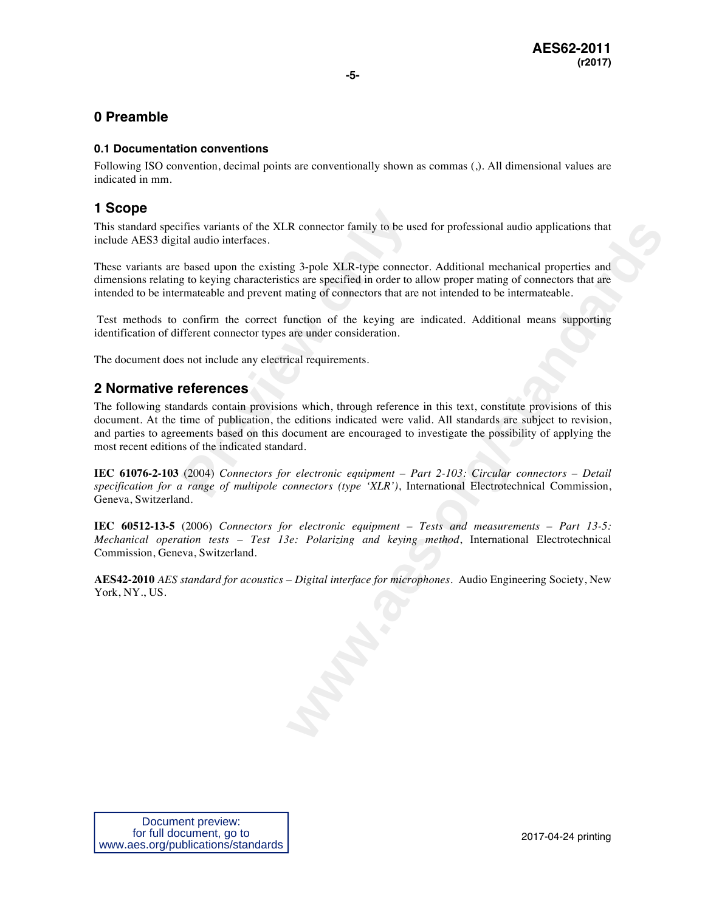# 0 Preamble

## 0.1 Documentation conventions

Following ISO convention, decimal points are conventionally shown as commas (,). All dimensional values are indicated in mm.

# 1 Scope

This standard specifies variants of the XLR connector family to be used for professional audio applications that include AES3 digital audio interfaces.

These variants are based upon the existing 3-pole XLR-type connector. Additional mechanical properties and dimensions relating to keying characteristics are specified in order to allow proper mating of connectors that are intended to be intermateable and prevent mating of connectors that are not intended to be intermateable.

Test methods to confirm the correct function of the keying are indicated. Additional means supporting identification of different connector types are under consideration.

The document does not include any electrical requirements.

# 2 Normative references

The following standards contain provisions which, through reference in this text, constitute provisions of this document. At the time of publication, the editions indicated were valid. All standards are subject to revision, and parties to agreements based on this document are encouraged to investigate the possibility of applying the most recent editions of the indicated standard.

**IEC 61076-2-103** (2004) *Connectors for electronic equipment – Part 2-103: Circular connectors – Detail specification for a range of multipole connectors (type 'XLR')*, International Electrotechnical Commission, Geneva, Switzerland.

**IEC 60512-13-5** (2006) *Connectors for electronic equipment – Tests and measurements – Part 13-5: Mechanical operation tests – Test 13e: Polarizing and keying method*, International Electrotechnical Commission, Geneva, Switzerland.

**AES42-2010** *AES standard for acoustics – Digital interface for microphones*. Audio Engineering Society, New York, NY., US.

Document preview:
for full document, go to
www.aes.org/publications/standards

2017-04-24 printing